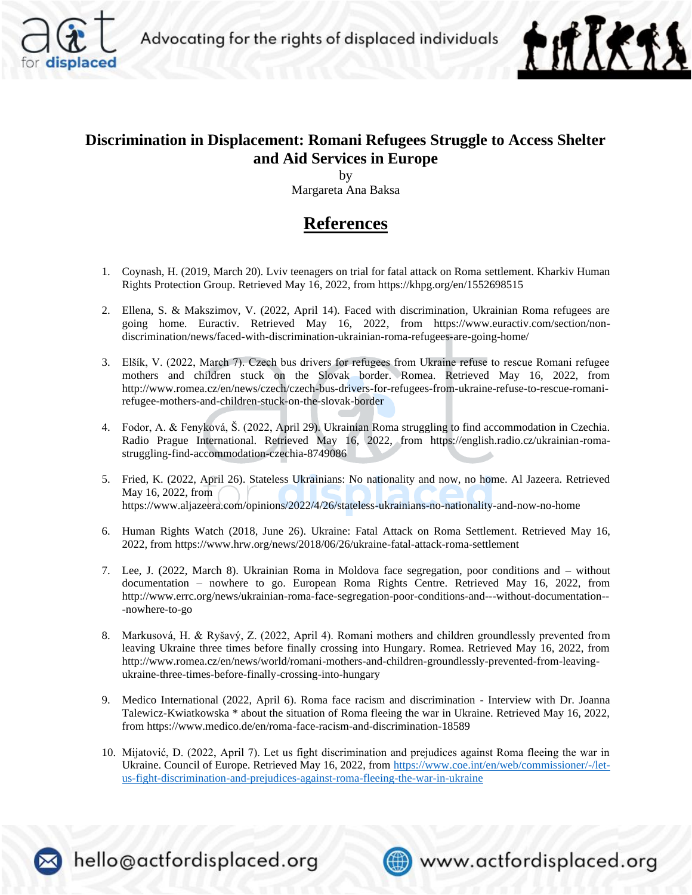# Discrimination in Displacement: Romani Refugees Struggle to Access Shelter and Aid Services in Europe

by

Margareta Ana Baksa

## References

1. Coynash, H. (2019, March 20). Lviv teenagers on trial for fatal attack on Roma settlement. Kharkiv Human Rights Protection Group. Retrieved May 16, 2022, from https://khpg.org/en/1552698515

2. Ellena, S. & Makszimov, V. (2022, April 14). Faced with discrimination, Ukrainian Roma refugees are going home. Euractiv. Retrieved May 16, 2022, from https://www.euractiv.com/section/non-discrimination/news/faced-with-discrimination-ukrainian-roma-refugees-are-going-home/

3. Elšík, V. (2022, March 7). Czech bus drivers for refugees from Ukraine refuse to rescue Romani refugee mothers and children stuck on the Slovak border. Romea. Retrieved May 16, 2022, from http://www.romea.cz/en/news/czech/czech-bus-drivers-for-refugees-from-ukraine-refuse-to-rescue-romani-refugee-mothers-and-children-stuck-on-the-slovak-border

4. Fodor, A. & Fenyková, Š. (2022, April 29). Ukrainian Roma struggling to find accommodation in Czechia. Radio Prague International. Retrieved May 16, 2022, from https://english.radio.cz/ukrainian-roma-struggling-find-accommodation-czechia-8749086

5. Fried, K. (2022, April 26). Stateless Ukrainians: No nationality and now, no home. Al Jazeera. Retrieved May 16, 2022, from https://www.aljazeera.com/opinions/2022/4/26/stateless-ukrainians-no-nationality-and-now-no-home

6. Human Rights Watch (2018, June 26). Ukraine: Fatal Attack on Roma Settlement. Retrieved May 16, 2022, from https://www.hrw.org/news/2018/06/26/ukraine-fatal-attack-roma-settlement

7. Lee, J. (2022, March 8). Ukrainian Roma in Moldova face segregation, poor conditions and – without documentation – nowhere to go. European Roma Rights Centre. Retrieved May 16, 2022, from http://www.errc.org/news/ukrainian-roma-face-segregation-poor-conditions-and---without-documentation---nowhere-to-go

8. Markusová, H. & Ryšavý, Z. (2022, April 4). Romani mothers and children groundlessly prevented from leaving Ukraine three times before finally crossing into Hungary. Romea. Retrieved May 16, 2022, from http://www.romea.cz/en/news/world/romani-mothers-and-children-groundlessly-prevented-from-leaving-ukraine-three-times-before-finally-crossing-into-hungary

9. Medico International (2022, April 6). Roma face racism and discrimination - Interview with Dr. Joanna Talewicz-Kwiatkowska * about the situation of Roma fleeing the war in Ukraine. Retrieved May 16, 2022, from https://www.medico.de/en/roma-face-racism-and-discrimination-18589

10. Mijatović, D. (2022, April 7). Let us fight discrimination and prejudices against Roma fleeing the war in Ukraine. Council of Europe. Retrieved May 16, 2022, from https://www.coe.int/en/web/commissioner/-/let-us-fight-discrimination-and-prejudices-against-roma-fleeing-the-war-in-ukraine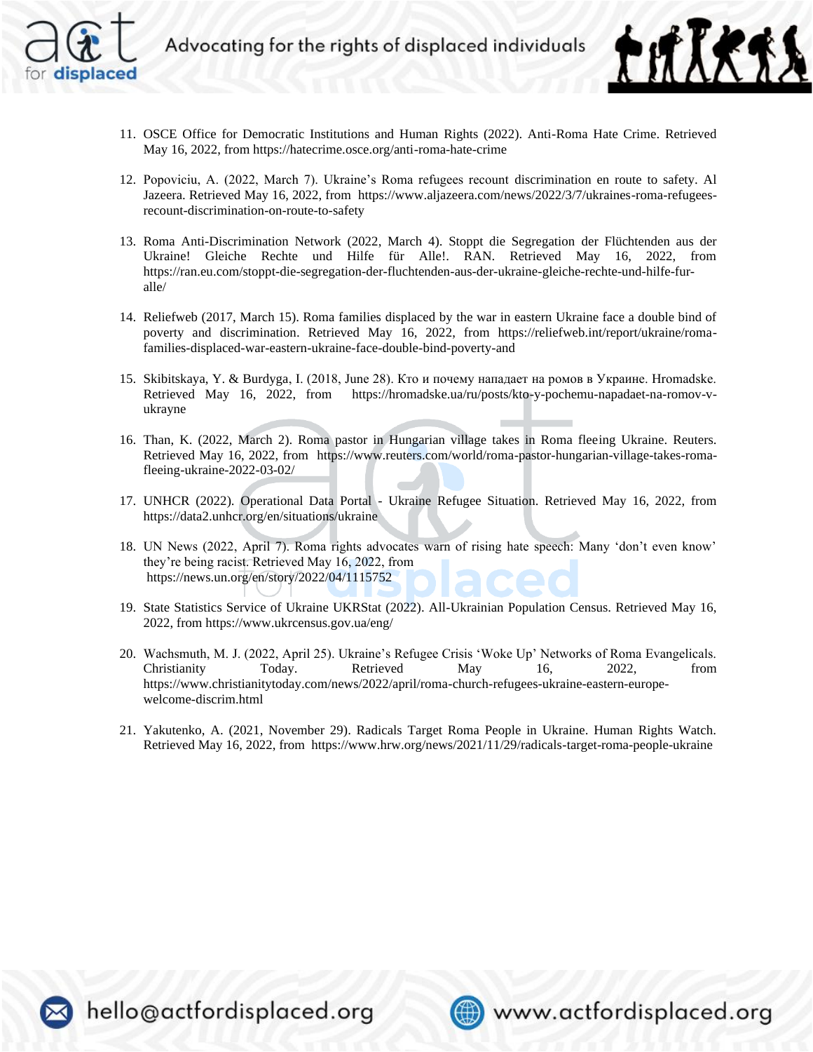11. OSCE Office for Democratic Institutions and Human Rights (2022). Anti-Roma Hate Crime. Retrieved May 16, 2022, from https://hatecrime.osce.org/anti-roma-hate-crime

12. Popoviciu, A. (2022, March 7). Ukraine's Roma refugees recount discrimination en route to safety. Al Jazeera. Retrieved May 16, 2022, from https://www.aljazeera.com/news/2022/3/7/ukraines-roma-refugees-recount-discrimination-on-route-to-safety

13. Roma Anti-Discrimination Network (2022, March 4). Stoppt die Segregation der Flüchtenden aus der Ukraine! Gleiche Rechte und Hilfe für Alle!. RAN. Retrieved May 16, 2022, from https://ran.eu.com/stoppt-die-segregation-der-fluchtenden-aus-der-ukraine-gleiche-rechte-und-hilfe-fur-alle/

14. Reliefweb (2017, March 15). Roma families displaced by the war in eastern Ukraine face a double bind of poverty and discrimination. Retrieved May 16, 2022, from https://reliefweb.int/report/ukraine/roma-families-displaced-war-eastern-ukraine-face-double-bind-poverty-and

15. Skibitskaya, Y. & Burdyga, I. (2018, June 28). Кто и почему нападает на ромов в Украине. Hromadske. Retrieved May 16, 2022, from https://hromadske.ua/ru/posts/kto-y-pochemu-napadaet-na-romov-v-ukrayne

16. Than, K. (2022, March 2). Roma pastor in Hungarian village takes in Roma fleeing Ukraine. Reuters. Retrieved May 16, 2022, from https://www.reuters.com/world/roma-pastor-hungarian-village-takes-roma-fleeing-ukraine-2022-03-02/

17. UNHCR (2022). Operational Data Portal - Ukraine Refugee Situation. Retrieved May 16, 2022, from https://data2.unhcr.org/en/situations/ukraine

18. UN News (2022, April 7). Roma rights advocates warn of rising hate speech: Many 'don't even know' they're being racist. Retrieved May 16, 2022, from https://news.un.org/en/story/2022/04/1115752

19. State Statistics Service of Ukraine UKRStat (2022). All-Ukrainian Population Census. Retrieved May 16, 2022, from https://www.ukrcensus.gov.ua/eng/

20. Wachsmuth, M. J. (2022, April 25). Ukraine's Refugee Crisis 'Woke Up' Networks of Roma Evangelicals. Christianity Today. Retrieved May 16, 2022, from https://www.christianitytoday.com/news/2022/april/roma-church-refugees-ukraine-eastern-europe-welcome-discrim.html

21. Yakutenko, A. (2021, November 29). Radicals Target Roma People in Ukraine. Human Rights Watch. Retrieved May 16, 2022, from https://www.hrw.org/news/2021/11/29/radicals-target-roma-people-ukraine